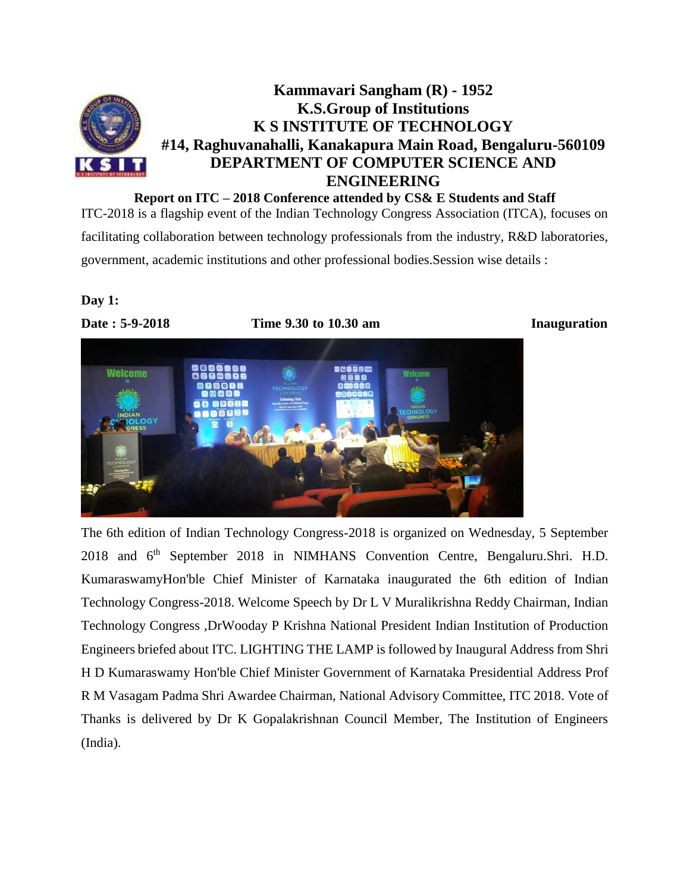# Kammavari Sangham (R) - 1952
# K.S.Group of Institutions
# K S INSTITUTE OF TECHNOLOGY
# #14, Raghuvanahalli, Kanakapura Main Road, Bengaluru-560109
# DEPARTMENT OF COMPUTER SCIENCE AND ENGINEERING

**Report on ITC – 2018 Conference attended by CS& E Students and Staff**

ITC-2018 is a flagship event of the Indian Technology Congress Association (ITCA), focuses on facilitating collaboration between technology professionals from the industry, R&D laboratories, government, academic institutions and other professional bodies.Session wise details :

**Day 1:**

**Date : 5-9-2018** **Time 9.30 to 10.30 am** **Inauguration**

The 6th edition of Indian Technology Congress-2018 is organized on Wednesday, 5 September 2018 and 6th September 2018 in NIMHANS Convention Centre, Bengaluru.Shri. H.D. KumaraswamyHon'ble Chief Minister of Karnataka inaugurated the 6th edition of Indian Technology Congress-2018. Welcome Speech by Dr L V Muralikrishna Reddy Chairman, Indian Technology Congress ,DrWooday P Krishna National President Indian Institution of Production Engineers briefed about ITC. LIGHTING THE LAMP is followed by Inaugural Address from Shri H D Kumaraswamy Hon'ble Chief Minister Government of Karnataka Presidential Address Prof R M Vasagam Padma Shri Awardee Chairman, National Advisory Committee, ITC 2018. Vote of Thanks is delivered by Dr K Gopalakrishnan Council Member, The Institution of Engineers (India).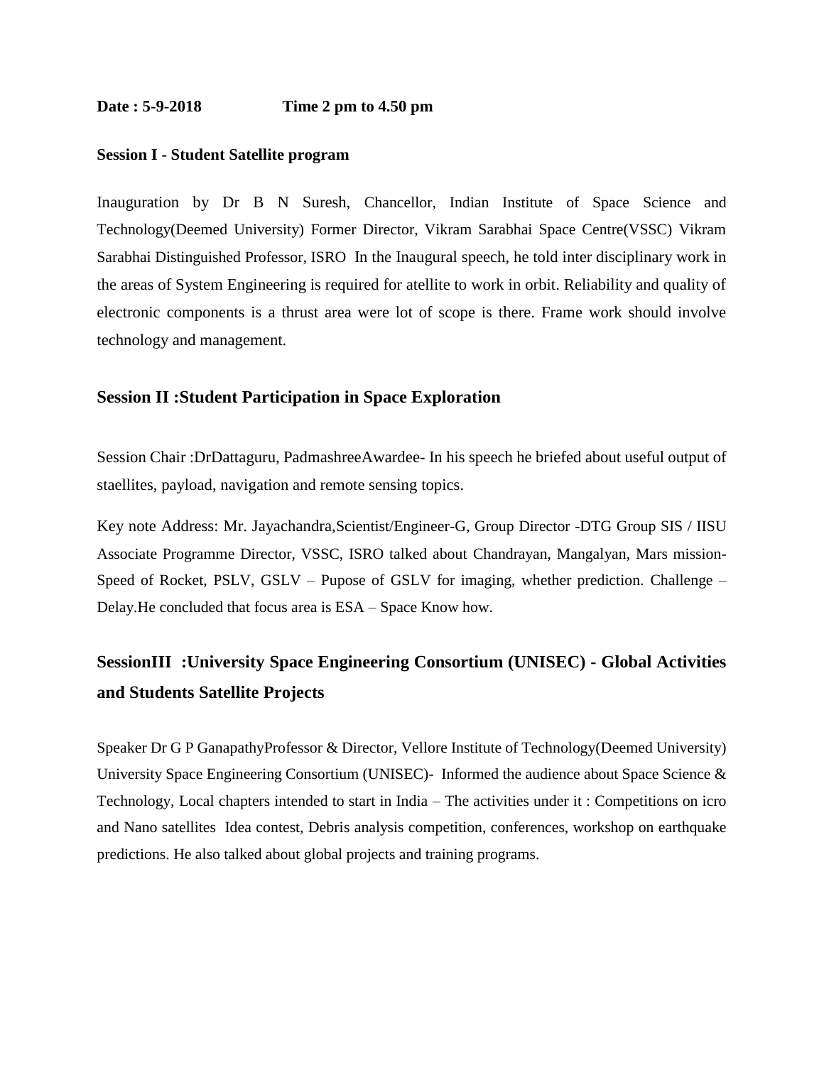**Date : 5-9-2018 Time 2 pm to 4.50 pm**

**Session I - Student Satellite program**

Inauguration by Dr B N Suresh, Chancellor, Indian Institute of Space Science and Technology(Deemed University) Former Director, Vikram Sarabhai Space Centre(VSSC) Vikram Sarabhai Distinguished Professor, ISRO In the Inaugural speech, he told inter disciplinary work in the areas of System Engineering is required for atellite to work in orbit. Reliability and quality of electronic components is a thrust area were lot of scope is there. Frame work should involve technology and management.

## Session II :Student Participation in Space Exploration

Session Chair :DrDattaguru, PadmashreeAwardee- In his speech he briefed about useful output of staellites, payload, navigation and remote sensing topics.

Key note Address: Mr. Jayachandra,Scientist/Engineer-G, Group Director -DTG Group SIS / IISU Associate Programme Director, VSSC, ISRO talked about Chandrayan, Mangalyan, Mars mission- Speed of Rocket, PSLV, GSLV – Pupose of GSLV for imaging, whether prediction. Challenge – Delay.He concluded that focus area is ESA – Space Know how.

## SessionIII :University Space Engineering Consortium (UNISEC) - Global Activities and Students Satellite Projects

Speaker Dr G P GanapathyProfessor & Director, Vellore Institute of Technology(Deemed University) University Space Engineering Consortium (UNISEC)- Informed the audience about Space Science & Technology, Local chapters intended to start in India – The activities under it : Competitions on icro and Nano satellites Idea contest, Debris analysis competition, conferences, workshop on earthquake predictions. He also talked about global projects and training programs.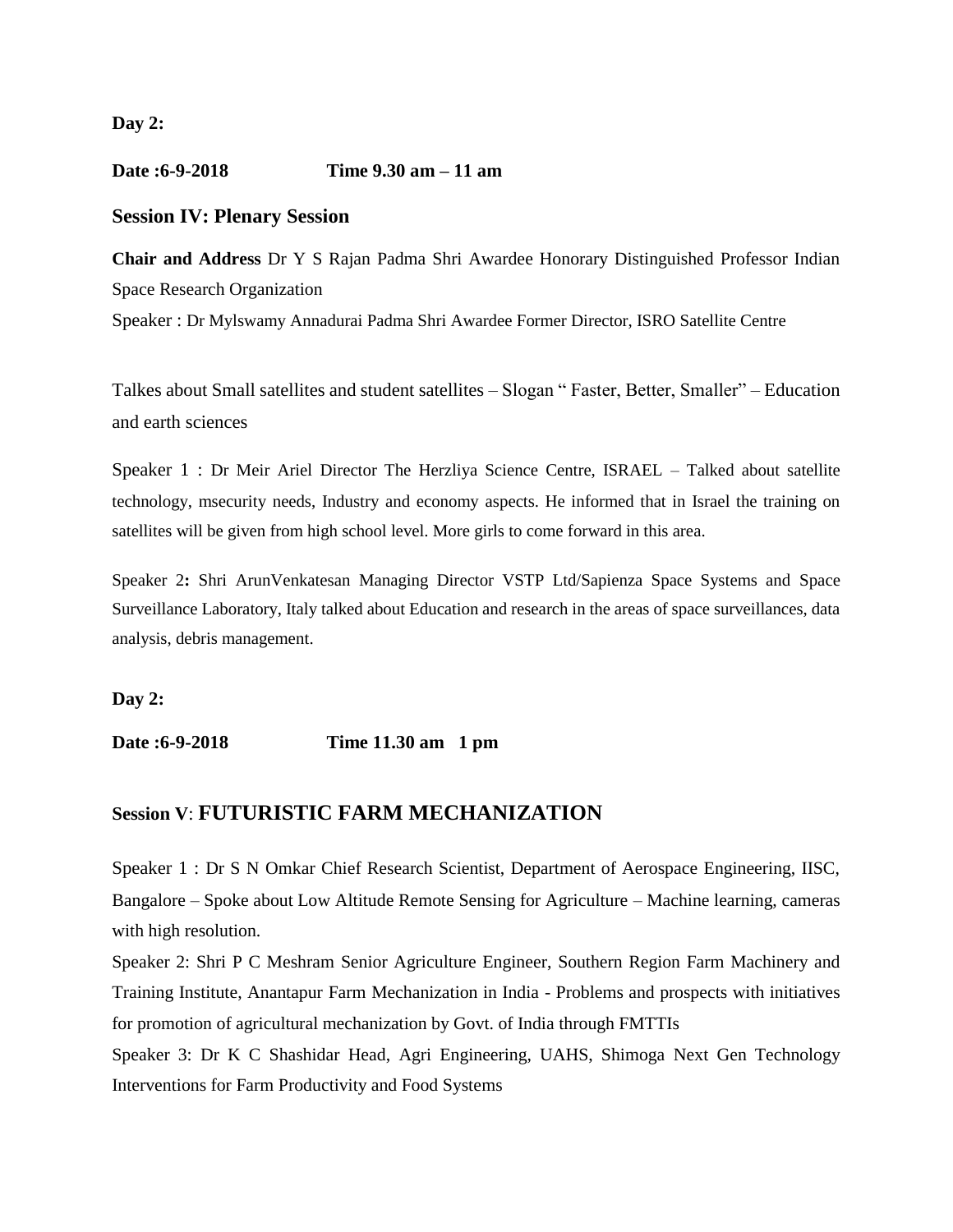**Day 2:**

**Date :6-9-2018 Time 9.30 am – 11 am**

### Session IV: Plenary Session

**Chair and Address** Dr Y S Rajan Padma Shri Awardee Honorary Distinguished Professor Indian Space Research Organization

Speaker : Dr Mylswamy Annadurai Padma Shri Awardee Former Director, ISRO Satellite Centre

Talkes about Small satellites and student satellites – Slogan " Faster, Better, Smaller" – Education and earth sciences

Speaker 1 : Dr Meir Ariel Director The Herzliya Science Centre, ISRAEL – Talked about satellite technology, msecurity needs, Industry and economy aspects. He informed that in Israel the training on satellites will be given from high school level. More girls to come forward in this area.

Speaker 2**:** Shri ArunVenkatesan Managing Director VSTP Ltd/Sapienza Space Systems and Space Surveillance Laboratory, Italy talked about Education and research in the areas of space surveillances, data analysis, debris management.

**Day 2:**

**Date :6-9-2018 Time 11.30 am 1 pm**

### Session V: FUTURISTIC FARM MECHANIZATION

Speaker 1 : Dr S N Omkar Chief Research Scientist, Department of Aerospace Engineering, IISC, Bangalore – Spoke about Low Altitude Remote Sensing for Agriculture – Machine learning, cameras with high resolution.

Speaker 2: Shri P C Meshram Senior Agriculture Engineer, Southern Region Farm Machinery and Training Institute, Anantapur Farm Mechanization in India - Problems and prospects with initiatives for promotion of agricultural mechanization by Govt. of India through FMTTIs

Speaker 3: Dr K C Shashidar Head, Agri Engineering, UAHS, Shimoga Next Gen Technology Interventions for Farm Productivity and Food Systems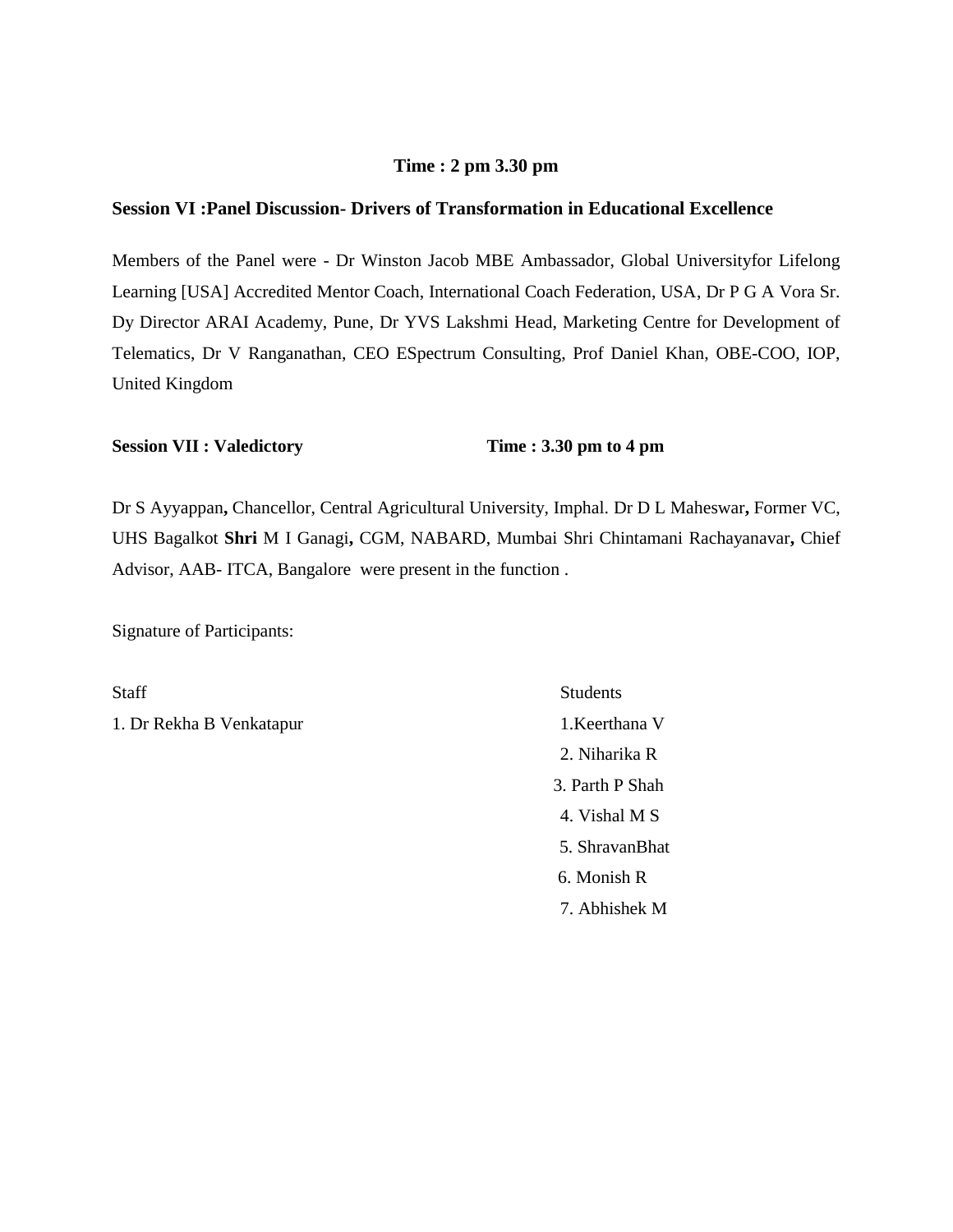**Time : 2 pm 3.30 pm**

**Session VI :Panel Discussion- Drivers of Transformation in Educational Excellence**

Members of the Panel were - Dr Winston Jacob MBE Ambassador, Global Universityfor Lifelong Learning [USA] Accredited Mentor Coach, International Coach Federation, USA, Dr P G A Vora Sr. Dy Director ARAI Academy, Pune, Dr YVS Lakshmi Head, Marketing Centre for Development of Telematics, Dr V Ranganathan, CEO ESpectrum Consulting, Prof Daniel Khan, OBE-COO, IOP, United Kingdom

**Session VII : Valedictory** **Time : 3.30 pm to 4 pm**

Dr S Ayyappan**,** Chancellor, Central Agricultural University, Imphal. Dr D L Maheswar**,** Former VC, UHS Bagalkot **Shri** M I Ganagi**,** CGM, NABARD, Mumbai Shri Chintamani Rachayanavar**,** Chief Advisor, AAB- ITCA, Bangalore were present in the function .

Signature of Participants:

Staff

1. Dr Rekha B Venkatapur

Students

1.Keerthana V
2. Niharika R
3. Parth P Shah
4. Vishal M S
5. ShravanBhat
6. Monish R
7. Abhishek M